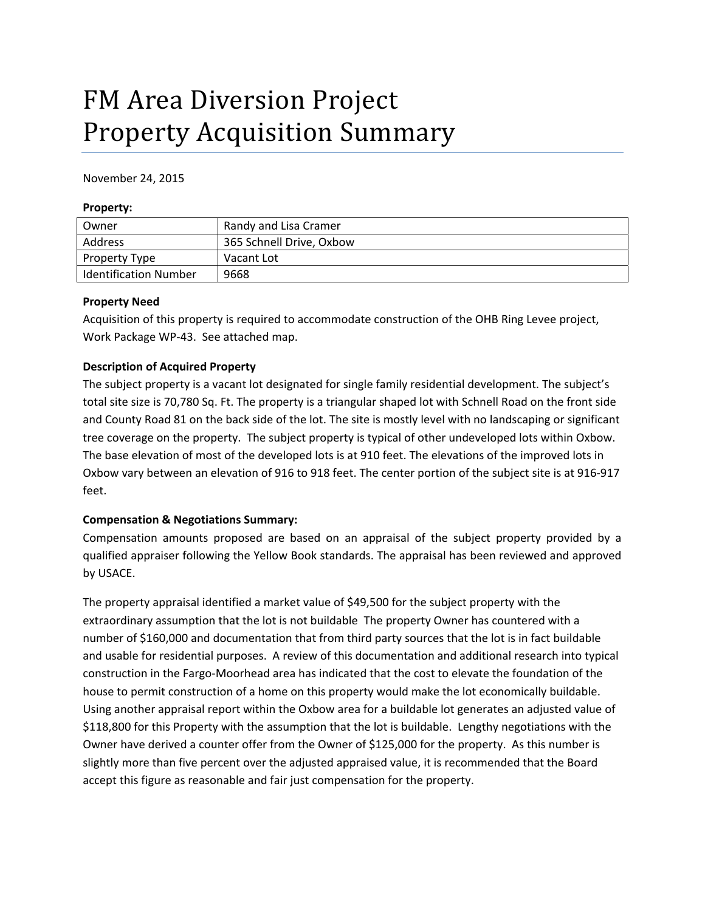# FM Area Diversion Project
# Property Acquisition Summary

November 24, 2015

**Property:**

| Owner | Randy and Lisa Cramer |
|---|---|
| Address | 365 Schnell Drive, Oxbow |
| Property Type | Vacant Lot |
| Identification Number | 9668 |

**Property Need**

Acquisition of this property is required to accommodate construction of the OHB Ring Levee project, Work Package WP-43. See attached map.

**Description of Acquired Property**

The subject property is a vacant lot designated for single family residential development. The subject's total site size is 70,780 Sq. Ft. The property is a triangular shaped lot with Schnell Road on the front side and County Road 81 on the back side of the lot. The site is mostly level with no landscaping or significant tree coverage on the property. The subject property is typical of other undeveloped lots within Oxbow. The base elevation of most of the developed lots is at 910 feet. The elevations of the improved lots in Oxbow vary between an elevation of 916 to 918 feet. The center portion of the subject site is at 916-917 feet.

**Compensation & Negotiations Summary:**

Compensation amounts proposed are based on an appraisal of the subject property provided by a qualified appraiser following the Yellow Book standards. The appraisal has been reviewed and approved by USACE.

The property appraisal identified a market value of $49,500 for the subject property with the extraordinary assumption that the lot is not buildable The property Owner has countered with a number of $160,000 and documentation that from third party sources that the lot is in fact buildable and usable for residential purposes. A review of this documentation and additional research into typical construction in the Fargo-Moorhead area has indicated that the cost to elevate the foundation of the house to permit construction of a home on this property would make the lot economically buildable. Using another appraisal report within the Oxbow area for a buildable lot generates an adjusted value of $118,800 for this Property with the assumption that the lot is buildable. Lengthy negotiations with the Owner have derived a counter offer from the Owner of $125,000 for the property. As this number is slightly more than five percent over the adjusted appraised value, it is recommended that the Board accept this figure as reasonable and fair just compensation for the property.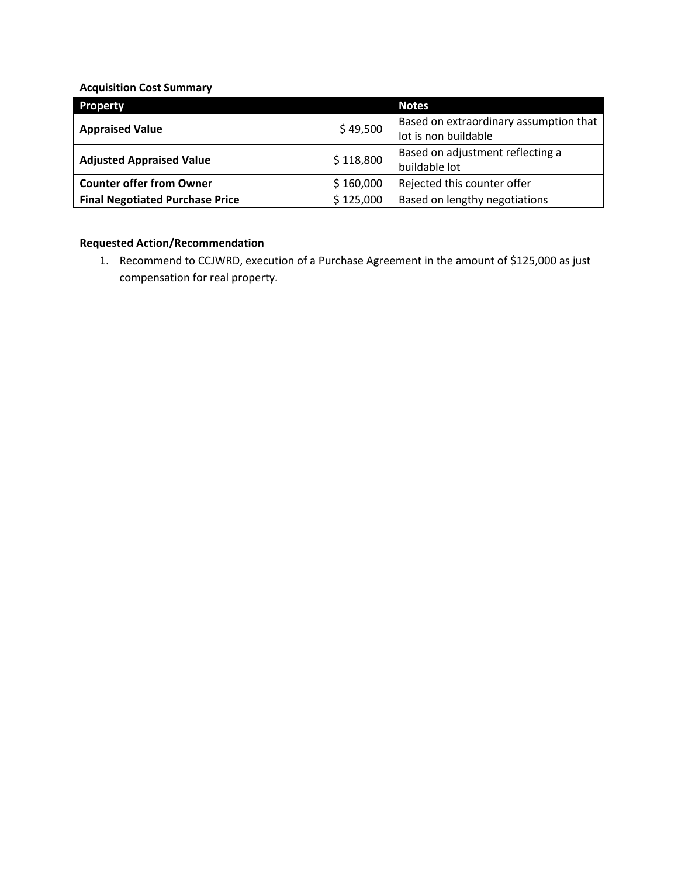**Acquisition Cost Summary**

| Property | | Notes |
|---|---|---|
| **Appraised Value** | $ 49,500 | Based on extraordinary assumption that lot is non buildable |
| **Adjusted Appraised Value** | $ 118,800 | Based on adjustment reflecting a buildable lot |
| **Counter offer from Owner** | $ 160,000 | Rejected this counter offer |
| **Final Negotiated Purchase Price** | $ 125,000 | Based on lengthy negotiations |

**Requested Action/Recommendation**

1. Recommend to CCJWRD, execution of a Purchase Agreement in the amount of $125,000 as just compensation for real property.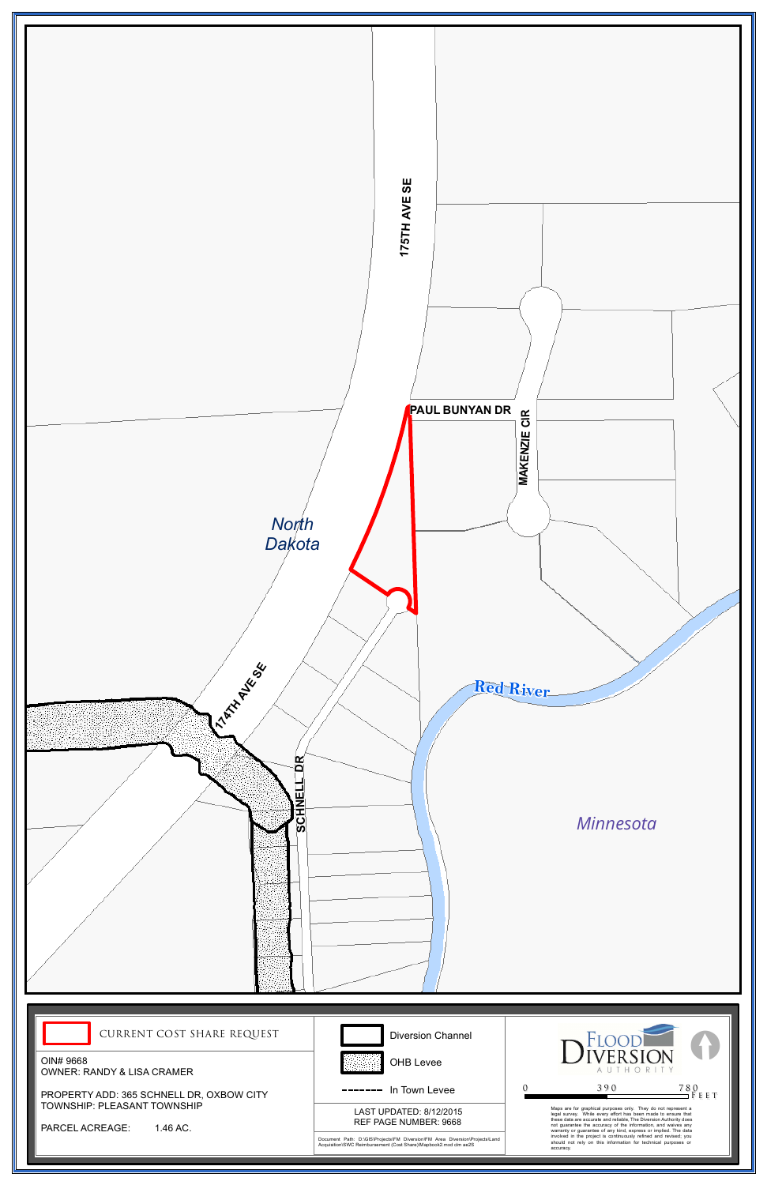175TH AVE SE

PAUL BUNYAN DR

MAKENZIE CIR

North Dakota

Red River

174TH AVE SE

SCHNELL DR

Minnesota

CURRENT COST SHARE REQUEST

OIN# 9668
OWNER: RANDY & LISA CRAMER

PROPERTY ADD: 365 SCHNELL DR, OXBOW CITY
TOWNSHIP: PLEASANT TOWNSHIP

PARCEL ACREAGE: 1.46 AC.

Diversion Channel

OHB Levee

In Town Levee

LAST UPDATED: 8/12/2015
REF PAGE NUMBER: 9668

Document Path: D:\GIS\Projects\FM Diversion\FM Area Diversion\Projects\Land Acquisition\SWC Reimbursement (Cost Share)\Mapbook2.mxd clm ae25

FLOOD DIVERSION AUTHORITY

0 390 780 FEET

Maps are for graphical purposes only. They do not represent a legal survey. While every effort has been made to ensure that these data are accurate and reliable, The Diversion Authority does not guarantee the accuracy of the information, and waives any warranty or guarantee of any kind, express or implied. The data involved in the project is continuously refined and revised; you should not rely on this information for technical purposes or accuracy.